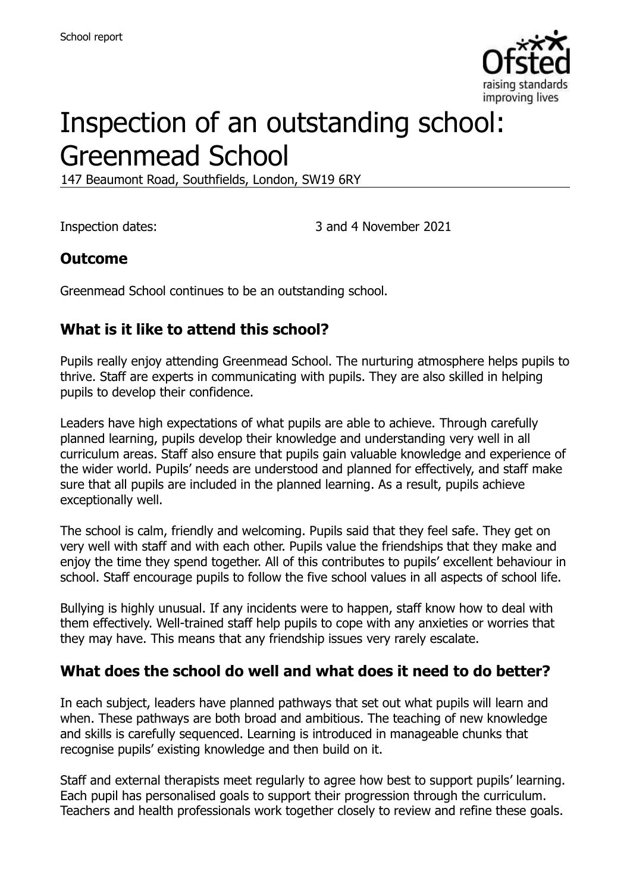School report

# Inspection of an outstanding school: Greenmead School

147 Beaumont Road, Southfields, London, SW19 6RY

Inspection dates: 3 and 4 November 2021

## Outcome

Greenmead School continues to be an outstanding school.

## What is it like to attend this school?

Pupils really enjoy attending Greenmead School. The nurturing atmosphere helps pupils to thrive. Staff are experts in communicating with pupils. They are also skilled in helping pupils to develop their confidence.

Leaders have high expectations of what pupils are able to achieve. Through carefully planned learning, pupils develop their knowledge and understanding very well in all curriculum areas. Staff also ensure that pupils gain valuable knowledge and experience of the wider world. Pupils' needs are understood and planned for effectively, and staff make sure that all pupils are included in the planned learning. As a result, pupils achieve exceptionally well.

The school is calm, friendly and welcoming. Pupils said that they feel safe. They get on very well with staff and with each other. Pupils value the friendships that they make and enjoy the time they spend together. All of this contributes to pupils' excellent behaviour in school. Staff encourage pupils to follow the five school values in all aspects of school life.

Bullying is highly unusual. If any incidents were to happen, staff know how to deal with them effectively. Well-trained staff help pupils to cope with any anxieties or worries that they may have. This means that any friendship issues very rarely escalate.

## What does the school do well and what does it need to do better?

In each subject, leaders have planned pathways that set out what pupils will learn and when. These pathways are both broad and ambitious. The teaching of new knowledge and skills is carefully sequenced. Learning is introduced in manageable chunks that recognise pupils' existing knowledge and then build on it.

Staff and external therapists meet regularly to agree how best to support pupils' learning. Each pupil has personalised goals to support their progression through the curriculum. Teachers and health professionals work together closely to review and refine these goals.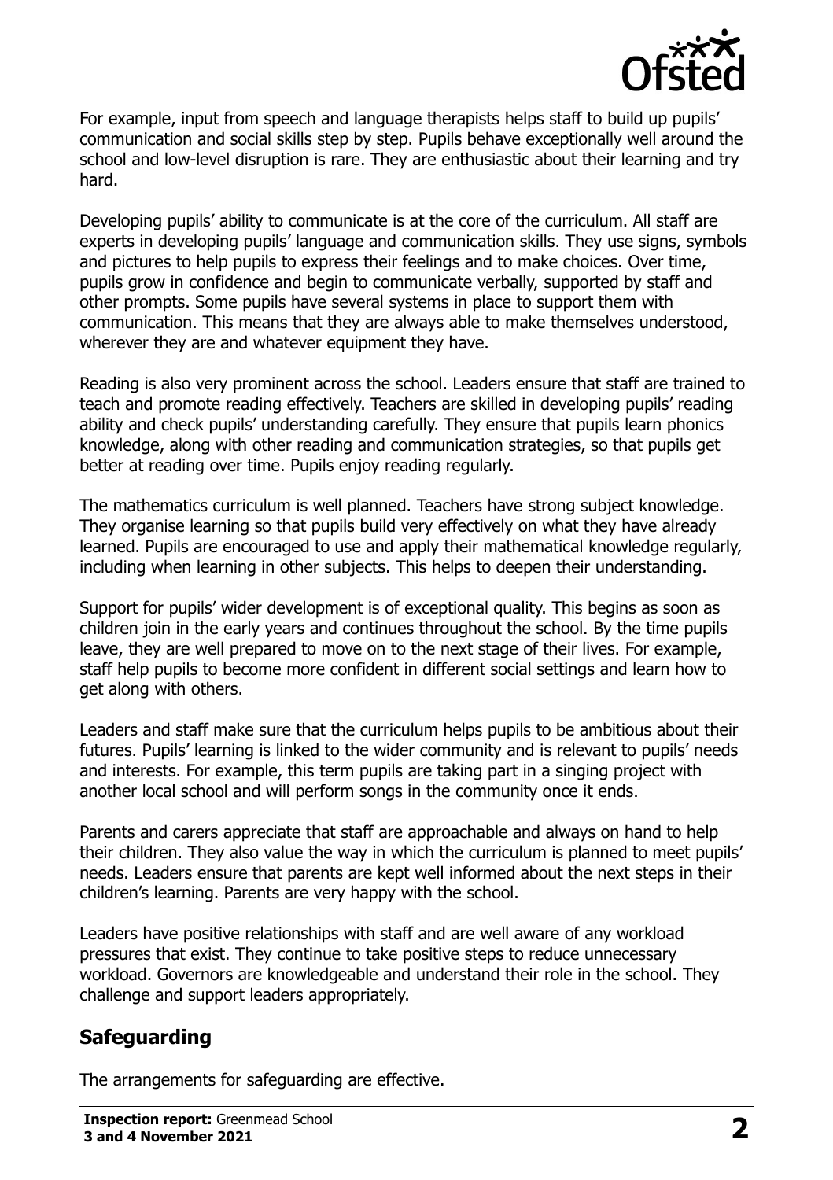For example, input from speech and language therapists helps staff to build up pupils' communication and social skills step by step. Pupils behave exceptionally well around the school and low-level disruption is rare. They are enthusiastic about their learning and try hard.

Developing pupils' ability to communicate is at the core of the curriculum. All staff are experts in developing pupils' language and communication skills. They use signs, symbols and pictures to help pupils to express their feelings and to make choices. Over time, pupils grow in confidence and begin to communicate verbally, supported by staff and other prompts. Some pupils have several systems in place to support them with communication. This means that they are always able to make themselves understood, wherever they are and whatever equipment they have.

Reading is also very prominent across the school. Leaders ensure that staff are trained to teach and promote reading effectively. Teachers are skilled in developing pupils' reading ability and check pupils' understanding carefully. They ensure that pupils learn phonics knowledge, along with other reading and communication strategies, so that pupils get better at reading over time. Pupils enjoy reading regularly.

The mathematics curriculum is well planned. Teachers have strong subject knowledge. They organise learning so that pupils build very effectively on what they have already learned. Pupils are encouraged to use and apply their mathematical knowledge regularly, including when learning in other subjects. This helps to deepen their understanding.

Support for pupils' wider development is of exceptional quality. This begins as soon as children join in the early years and continues throughout the school. By the time pupils leave, they are well prepared to move on to the next stage of their lives. For example, staff help pupils to become more confident in different social settings and learn how to get along with others.

Leaders and staff make sure that the curriculum helps pupils to be ambitious about their futures. Pupils' learning is linked to the wider community and is relevant to pupils' needs and interests. For example, this term pupils are taking part in a singing project with another local school and will perform songs in the community once it ends.

Parents and carers appreciate that staff are approachable and always on hand to help their children. They also value the way in which the curriculum is planned to meet pupils' needs. Leaders ensure that parents are kept well informed about the next steps in their children's learning. Parents are very happy with the school.

Leaders have positive relationships with staff and are well aware of any workload pressures that exist. They continue to take positive steps to reduce unnecessary workload. Governors are knowledgeable and understand their role in the school. They challenge and support leaders appropriately.

## Safeguarding

The arrangements for safeguarding are effective.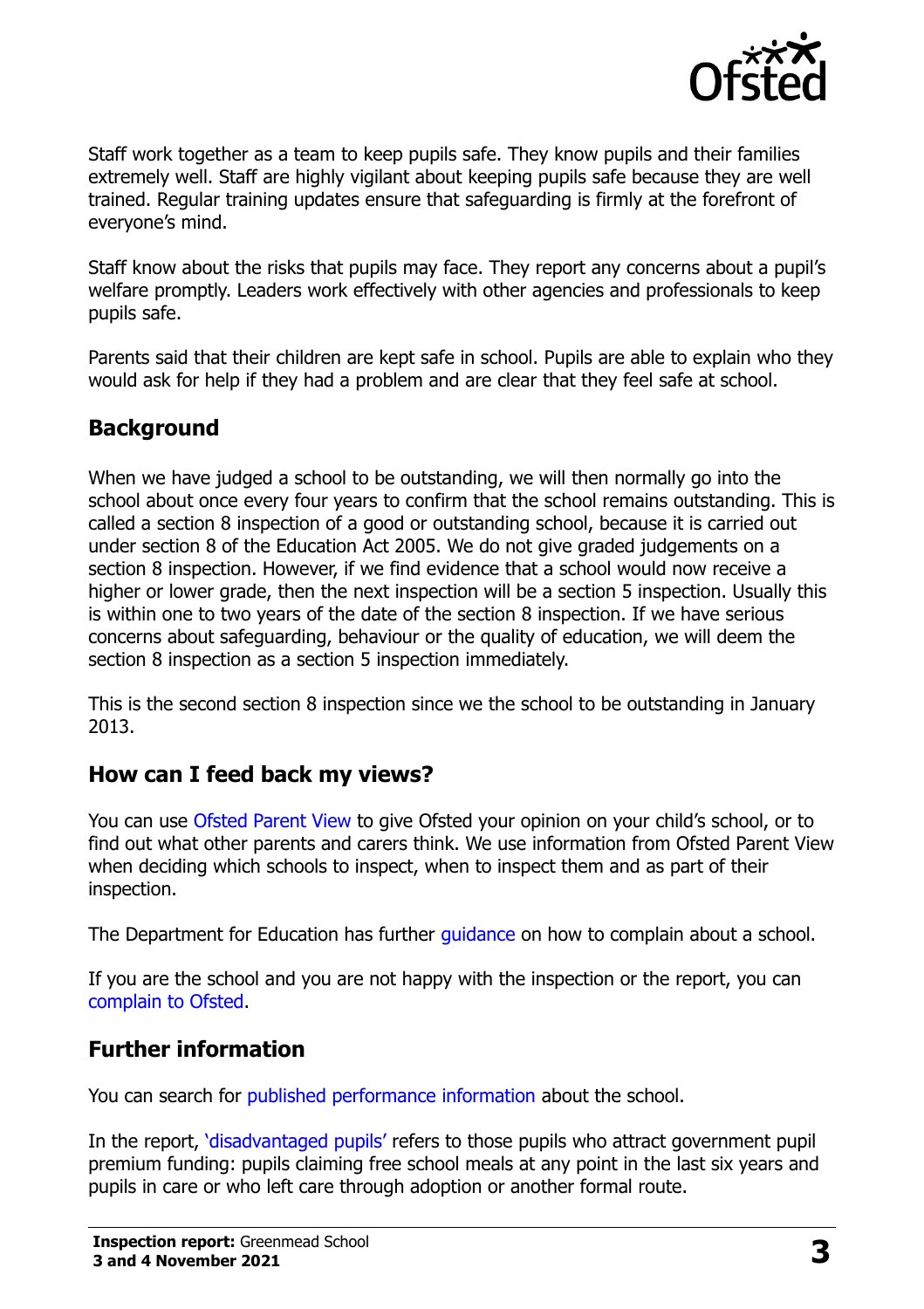Staff work together as a team to keep pupils safe. They know pupils and their families extremely well. Staff are highly vigilant about keeping pupils safe because they are well trained. Regular training updates ensure that safeguarding is firmly at the forefront of everyone's mind.

Staff know about the risks that pupils may face. They report any concerns about a pupil's welfare promptly. Leaders work effectively with other agencies and professionals to keep pupils safe.

Parents said that their children are kept safe in school. Pupils are able to explain who they would ask for help if they had a problem and are clear that they feel safe at school.

## Background

When we have judged a school to be outstanding, we will then normally go into the school about once every four years to confirm that the school remains outstanding. This is called a section 8 inspection of a good or outstanding school, because it is carried out under section 8 of the Education Act 2005. We do not give graded judgements on a section 8 inspection. However, if we find evidence that a school would now receive a higher or lower grade, then the next inspection will be a section 5 inspection. Usually this is within one to two years of the date of the section 8 inspection. If we have serious concerns about safeguarding, behaviour or the quality of education, we will deem the section 8 inspection as a section 5 inspection immediately.

This is the second section 8 inspection since we the school to be outstanding in January 2013.

## How can I feed back my views?

You can use Ofsted Parent View to give Ofsted your opinion on your child's school, or to find out what other parents and carers think. We use information from Ofsted Parent View when deciding which schools to inspect, when to inspect them and as part of their inspection.

The Department for Education has further guidance on how to complain about a school.

If you are the school and you are not happy with the inspection or the report, you can complain to Ofsted.

## Further information

You can search for published performance information about the school.

In the report, 'disadvantaged pupils' refers to those pupils who attract government pupil premium funding: pupils claiming free school meals at any point in the last six years and pupils in care or who left care through adoption or another formal route.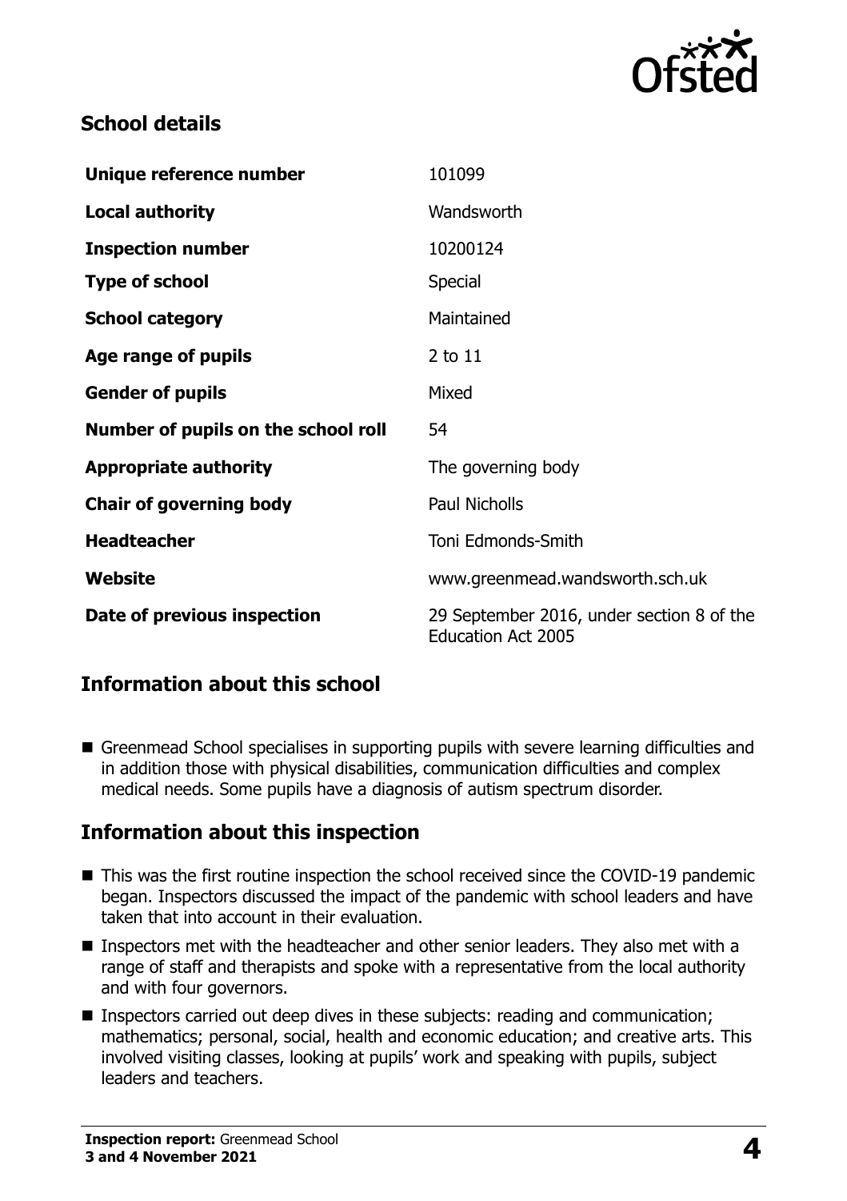## School details

| | |
|---|---|
| **Unique reference number** | 101099 |
| **Local authority** | Wandsworth |
| **Inspection number** | 10200124 |
| **Type of school** | Special |
| **School category** | Maintained |
| **Age range of pupils** | 2 to 11 |
| **Gender of pupils** | Mixed |
| **Number of pupils on the school roll** | 54 |
| **Appropriate authority** | The governing body |
| **Chair of governing body** | Paul Nicholls |
| **Headteacher** | Toni Edmonds-Smith |
| **Website** | www.greenmead.wandsworth.sch.uk |
| **Date of previous inspection** | 29 September 2016, under section 8 of the Education Act 2005 |

## Information about this school

- Greenmead School specialises in supporting pupils with severe learning difficulties and in addition those with physical disabilities, communication difficulties and complex medical needs. Some pupils have a diagnosis of autism spectrum disorder.

## Information about this inspection

- This was the first routine inspection the school received since the COVID-19 pandemic began. Inspectors discussed the impact of the pandemic with school leaders and have taken that into account in their evaluation.
- Inspectors met with the headteacher and other senior leaders. They also met with a range of staff and therapists and spoke with a representative from the local authority and with four governors.
- Inspectors carried out deep dives in these subjects: reading and communication; mathematics; personal, social, health and economic education; and creative arts. This involved visiting classes, looking at pupils' work and speaking with pupils, subject leaders and teachers.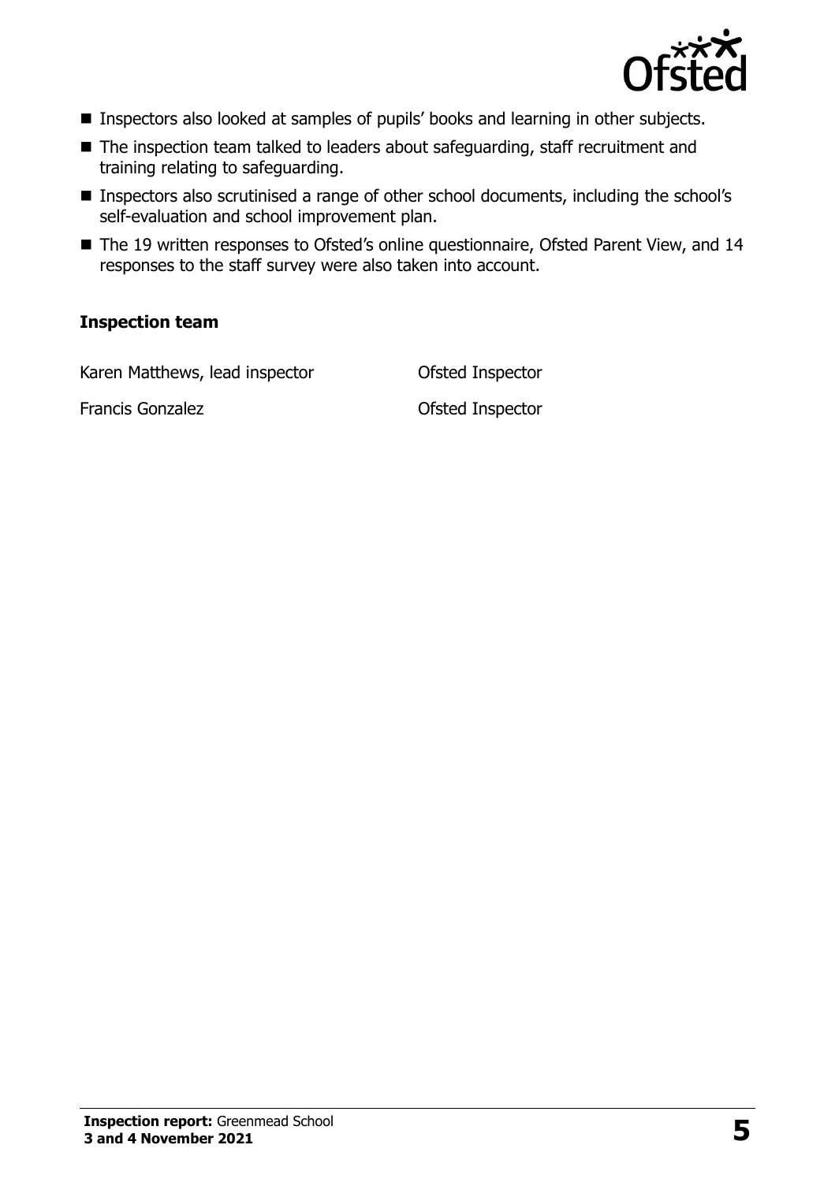- Inspectors also looked at samples of pupils' books and learning in other subjects.
- The inspection team talked to leaders about safeguarding, staff recruitment and training relating to safeguarding.
- Inspectors also scrutinised a range of other school documents, including the school's self-evaluation and school improvement plan.
- The 19 written responses to Ofsted's online questionnaire, Ofsted Parent View, and 14 responses to the staff survey were also taken into account.

### Inspection team

| | |
|---|---|
| Karen Matthews, lead inspector | Ofsted Inspector |
| Francis Gonzalez | Ofsted Inspector |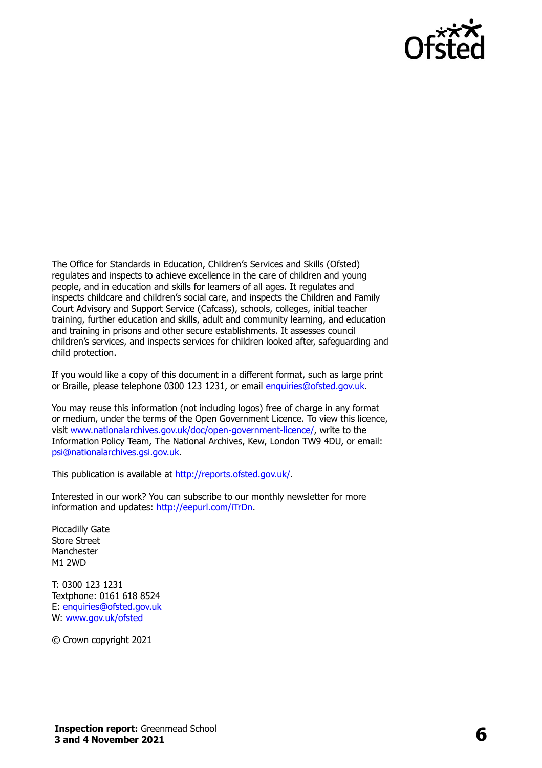The Office for Standards in Education, Children's Services and Skills (Ofsted) regulates and inspects to achieve excellence in the care of children and young people, and in education and skills for learners of all ages. It regulates and inspects childcare and children's social care, and inspects the Children and Family Court Advisory and Support Service (Cafcass), schools, colleges, initial teacher training, further education and skills, adult and community learning, and education and training in prisons and other secure establishments. It assesses council children's services, and inspects services for children looked after, safeguarding and child protection.

If you would like a copy of this document in a different format, such as large print or Braille, please telephone 0300 123 1231, or email enquiries@ofsted.gov.uk.

You may reuse this information (not including logos) free of charge in any format or medium, under the terms of the Open Government Licence. To view this licence, visit www.nationalarchives.gov.uk/doc/open-government-licence/, write to the Information Policy Team, The National Archives, Kew, London TW9 4DU, or email: psi@nationalarchives.gsi.gov.uk.

This publication is available at http://reports.ofsted.gov.uk/.

Interested in our work? You can subscribe to our monthly newsletter for more information and updates: http://eepurl.com/iTrDn.

Piccadilly Gate  
Store Street  
Manchester  
M1 2WD

T: 0300 123 1231  
Textphone: 0161 618 8524  
E: enquiries@ofsted.gov.uk  
W: www.gov.uk/ofsted

© Crown copyright 2021